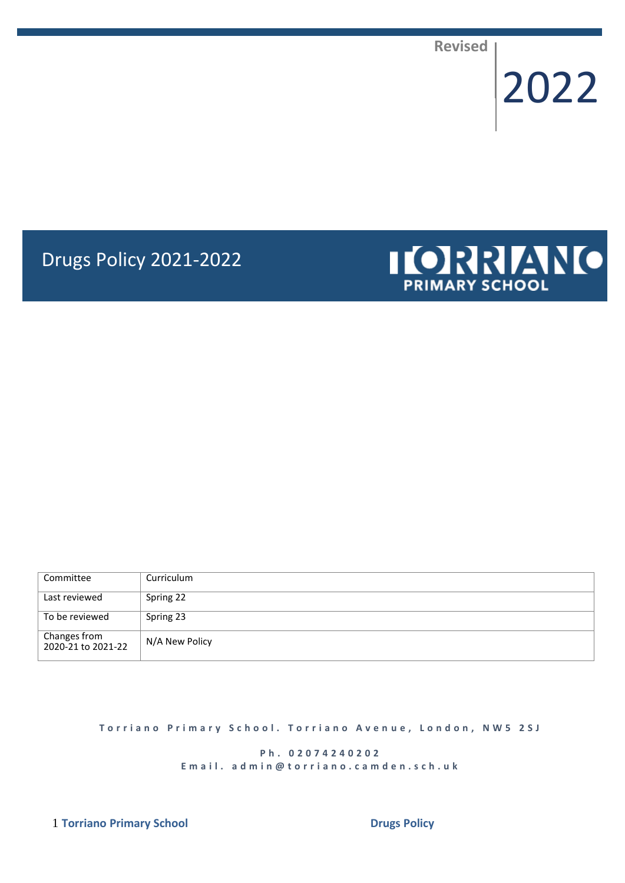Revised

2022

# Drugs Policy 2021-2022

TORRIANO PRIMARY SCHOOL

| Committee | Curriculum |
|---|---|
| Last reviewed | Spring 22 |
| To be reviewed | Spring 23 |
| Changes from 2020-21 to 2021-22 | N/A New Policy |

**Torriano Primary School. Torriano Avenue, London, NW5 2SJ**

**Ph. 02074240202**
**Email. admin@torriano.camden.sch.uk**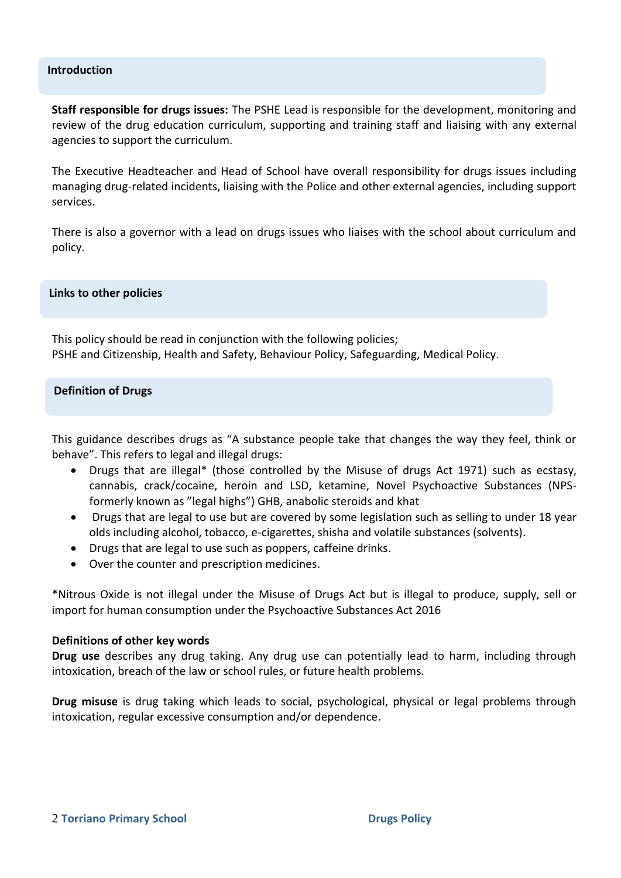## Introduction

**Staff responsible for drugs issues:** The PSHE Lead is responsible for the development, monitoring and review of the drug education curriculum, supporting and training staff and liaising with any external agencies to support the curriculum.

The Executive Headteacher and Head of School have overall responsibility for drugs issues including managing drug-related incidents, liaising with the Police and other external agencies, including support services.

There is also a governor with a lead on drugs issues who liaises with the school about curriculum and policy.

## Links to other policies

This policy should be read in conjunction with the following policies;
PSHE and Citizenship, Health and Safety, Behaviour Policy, Safeguarding, Medical Policy.

## Definition of Drugs

This guidance describes drugs as "A substance people take that changes the way they feel, think or behave". This refers to legal and illegal drugs:

- Drugs that are illegal* (those controlled by the Misuse of drugs Act 1971) such as ecstasy, cannabis, crack/cocaine, heroin and LSD, ketamine, Novel Psychoactive Substances (NPS- formerly known as "legal highs") GHB, anabolic steroids and khat
- Drugs that are legal to use but are covered by some legislation such as selling to under 18 year olds including alcohol, tobacco, e-cigarettes, shisha and volatile substances (solvents).
- Drugs that are legal to use such as poppers, caffeine drinks.
- Over the counter and prescription medicines.

*Nitrous Oxide is not illegal under the Misuse of Drugs Act but is illegal to produce, supply, sell or import for human consumption under the Psychoactive Substances Act 2016

**Definitions of other key words**

**Drug use** describes any drug taking. Any drug use can potentially lead to harm, including through intoxication, breach of the law or school rules, or future health problems.

**Drug misuse** is drug taking which leads to social, psychological, physical or legal problems through intoxication, regular excessive consumption and/or dependence.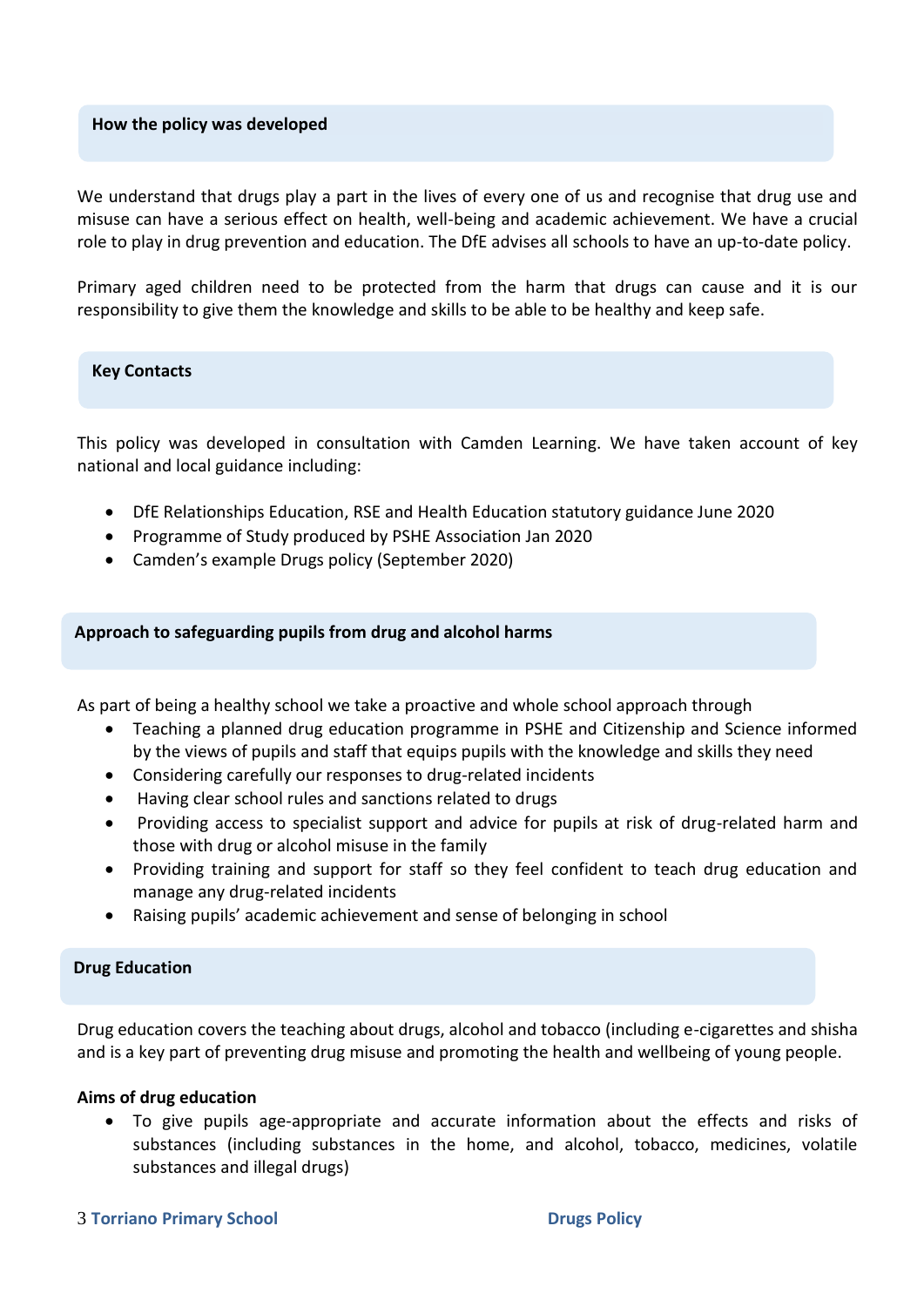## How the policy was developed

We understand that drugs play a part in the lives of every one of us and recognise that drug use and misuse can have a serious effect on health, well-being and academic achievement. We have a crucial role to play in drug prevention and education. The DfE advises all schools to have an up-to-date policy.

Primary aged children need to be protected from the harm that drugs can cause and it is our responsibility to give them the knowledge and skills to be able to be healthy and keep safe.

## Key Contacts

This policy was developed in consultation with Camden Learning. We have taken account of key national and local guidance including:

- DfE Relationships Education, RSE and Health Education statutory guidance June 2020
- Programme of Study produced by PSHE Association Jan 2020
- Camden's example Drugs policy (September 2020)

## Approach to safeguarding pupils from drug and alcohol harms

As part of being a healthy school we take a proactive and whole school approach through

- Teaching a planned drug education programme in PSHE and Citizenship and Science informed by the views of pupils and staff that equips pupils with the knowledge and skills they need
- Considering carefully our responses to drug-related incidents
- Having clear school rules and sanctions related to drugs
- Providing access to specialist support and advice for pupils at risk of drug-related harm and those with drug or alcohol misuse in the family
- Providing training and support for staff so they feel confident to teach drug education and manage any drug-related incidents
- Raising pupils' academic achievement and sense of belonging in school

## Drug Education

Drug education covers the teaching about drugs, alcohol and tobacco (including e-cigarettes and shisha and is a key part of preventing drug misuse and promoting the health and wellbeing of young people.

**Aims of drug education**

- To give pupils age-appropriate and accurate information about the effects and risks of substances (including substances in the home, and alcohol, tobacco, medicines, volatile substances and illegal drugs)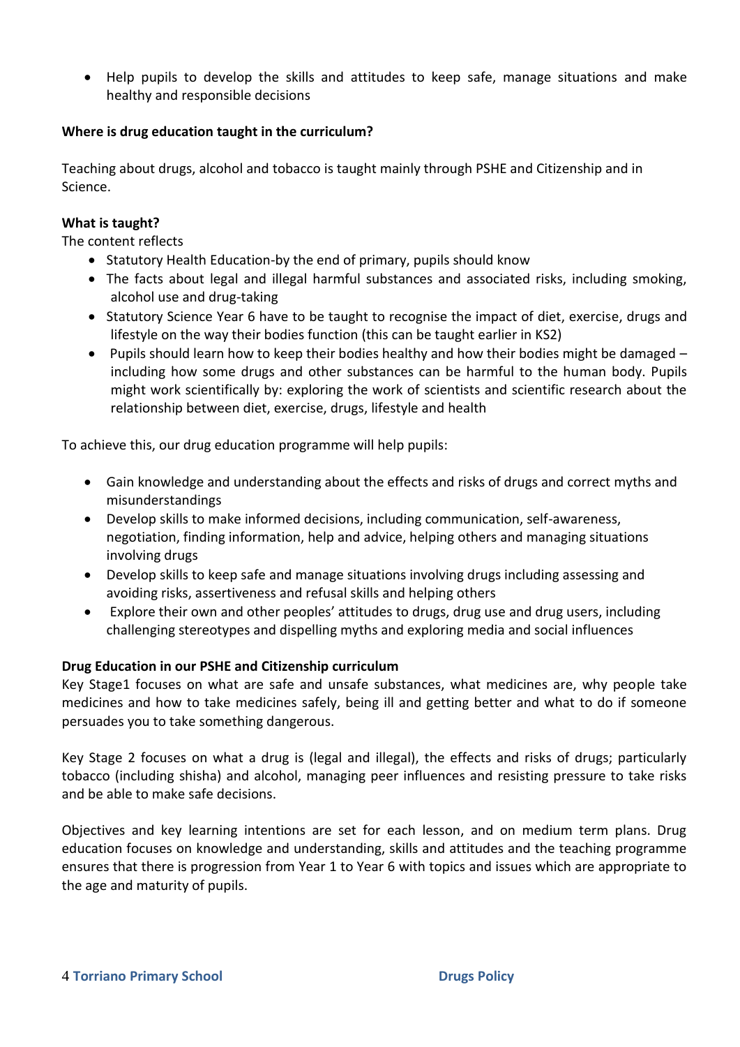- Help pupils to develop the skills and attitudes to keep safe, manage situations and make healthy and responsible decisions

**Where is drug education taught in the curriculum?**

Teaching about drugs, alcohol and tobacco is taught mainly through PSHE and Citizenship and in Science.

**What is taught?**

The content reflects

- Statutory Health Education-by the end of primary, pupils should know
- The facts about legal and illegal harmful substances and associated risks, including smoking, alcohol use and drug-taking
- Statutory Science Year 6 have to be taught to recognise the impact of diet, exercise, drugs and lifestyle on the way their bodies function (this can be taught earlier in KS2)
- Pupils should learn how to keep their bodies healthy and how their bodies might be damaged – including how some drugs and other substances can be harmful to the human body. Pupils might work scientifically by: exploring the work of scientists and scientific research about the relationship between diet, exercise, drugs, lifestyle and health

To achieve this, our drug education programme will help pupils:

- Gain knowledge and understanding about the effects and risks of drugs and correct myths and misunderstandings
- Develop skills to make informed decisions, including communication, self-awareness, negotiation, finding information, help and advice, helping others and managing situations involving drugs
- Develop skills to keep safe and manage situations involving drugs including assessing and avoiding risks, assertiveness and refusal skills and helping others
- Explore their own and other peoples' attitudes to drugs, drug use and drug users, including challenging stereotypes and dispelling myths and exploring media and social influences

**Drug Education in our PSHE and Citizenship curriculum**

Key Stage1 focuses on what are safe and unsafe substances, what medicines are, why people take medicines and how to take medicines safely, being ill and getting better and what to do if someone persuades you to take something dangerous.

Key Stage 2 focuses on what a drug is (legal and illegal), the effects and risks of drugs; particularly tobacco (including shisha) and alcohol, managing peer influences and resisting pressure to take risks and be able to make safe decisions.

Objectives and key learning intentions are set for each lesson, and on medium term plans. Drug education focuses on knowledge and understanding, skills and attitudes and the teaching programme ensures that there is progression from Year 1 to Year 6 with topics and issues which are appropriate to the age and maturity of pupils.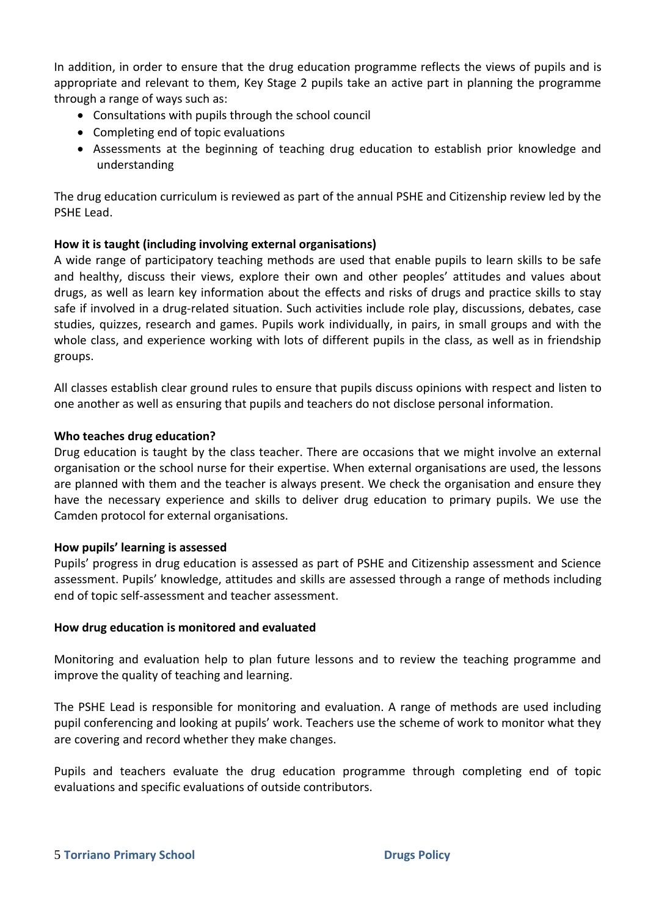In addition, in order to ensure that the drug education programme reflects the views of pupils and is appropriate and relevant to them, Key Stage 2 pupils take an active part in planning the programme through a range of ways such as:

- Consultations with pupils through the school council
- Completing end of topic evaluations
- Assessments at the beginning of teaching drug education to establish prior knowledge and understanding

The drug education curriculum is reviewed as part of the annual PSHE and Citizenship review led by the PSHE Lead.

**How it is taught (including involving external organisations)**

A wide range of participatory teaching methods are used that enable pupils to learn skills to be safe and healthy, discuss their views, explore their own and other peoples' attitudes and values about drugs, as well as learn key information about the effects and risks of drugs and practice skills to stay safe if involved in a drug-related situation. Such activities include role play, discussions, debates, case studies, quizzes, research and games. Pupils work individually, in pairs, in small groups and with the whole class, and experience working with lots of different pupils in the class, as well as in friendship groups.

All classes establish clear ground rules to ensure that pupils discuss opinions with respect and listen to one another as well as ensuring that pupils and teachers do not disclose personal information.

**Who teaches drug education?**

Drug education is taught by the class teacher. There are occasions that we might involve an external organisation or the school nurse for their expertise. When external organisations are used, the lessons are planned with them and the teacher is always present. We check the organisation and ensure they have the necessary experience and skills to deliver drug education to primary pupils. We use the Camden protocol for external organisations.

**How pupils' learning is assessed**

Pupils' progress in drug education is assessed as part of PSHE and Citizenship assessment and Science assessment. Pupils' knowledge, attitudes and skills are assessed through a range of methods including end of topic self-assessment and teacher assessment.

**How drug education is monitored and evaluated**

Monitoring and evaluation help to plan future lessons and to review the teaching programme and improve the quality of teaching and learning.

The PSHE Lead is responsible for monitoring and evaluation. A range of methods are used including pupil conferencing and looking at pupils' work. Teachers use the scheme of work to monitor what they are covering and record whether they make changes.

Pupils and teachers evaluate the drug education programme through completing end of topic evaluations and specific evaluations of outside contributors.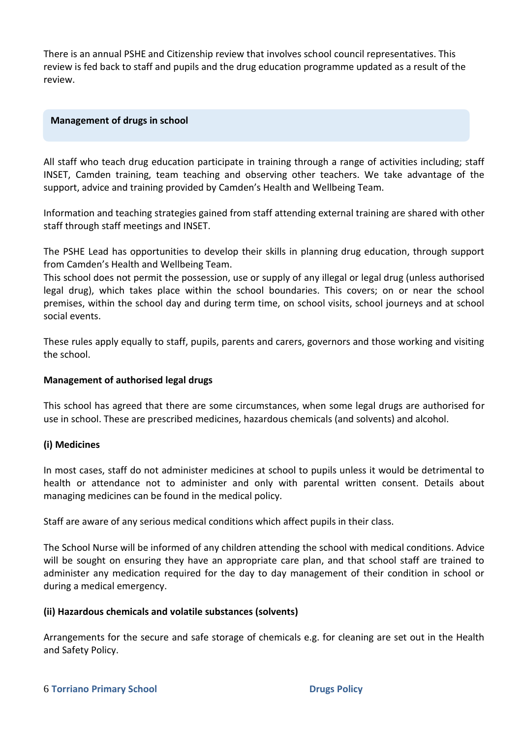There is an annual PSHE and Citizenship review that involves school council representatives. This review is fed back to staff and pupils and the drug education programme updated as a result of the review.

## Management of drugs in school

All staff who teach drug education participate in training through a range of activities including; staff INSET, Camden training, team teaching and observing other teachers. We take advantage of the support, advice and training provided by Camden's Health and Wellbeing Team.

Information and teaching strategies gained from staff attending external training are shared with other staff through staff meetings and INSET.

The PSHE Lead has opportunities to develop their skills in planning drug education, through support from Camden's Health and Wellbeing Team.

This school does not permit the possession, use or supply of any illegal or legal drug (unless authorised legal drug), which takes place within the school boundaries. This covers; on or near the school premises, within the school day and during term time, on school visits, school journeys and at school social events.

These rules apply equally to staff, pupils, parents and carers, governors and those working and visiting the school.

### Management of authorised legal drugs

This school has agreed that there are some circumstances, when some legal drugs are authorised for use in school. These are prescribed medicines, hazardous chemicals (and solvents) and alcohol.

#### (i) Medicines

In most cases, staff do not administer medicines at school to pupils unless it would be detrimental to health or attendance not to administer and only with parental written consent. Details about managing medicines can be found in the medical policy.

Staff are aware of any serious medical conditions which affect pupils in their class.

The School Nurse will be informed of any children attending the school with medical conditions. Advice will be sought on ensuring they have an appropriate care plan, and that school staff are trained to administer any medication required for the day to day management of their condition in school or during a medical emergency.

#### (ii) Hazardous chemicals and volatile substances (solvents)

Arrangements for the secure and safe storage of chemicals e.g. for cleaning are set out in the Health and Safety Policy.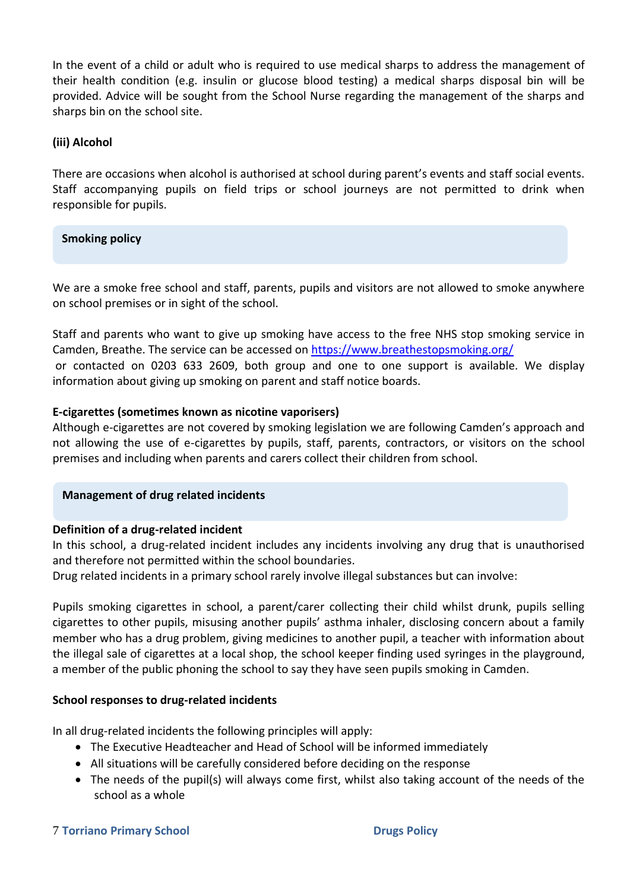In the event of a child or adult who is required to use medical sharps to address the management of their health condition (e.g. insulin or glucose blood testing) a medical sharps disposal bin will be provided. Advice will be sought from the School Nurse regarding the management of the sharps and sharps bin on the school site.

**(iii) Alcohol**

There are occasions when alcohol is authorised at school during parent's events and staff social events. Staff accompanying pupils on field trips or school journeys are not permitted to drink when responsible for pupils.

## Smoking policy

We are a smoke free school and staff, parents, pupils and visitors are not allowed to smoke anywhere on school premises or in sight of the school.

Staff and parents who want to give up smoking have access to the free NHS stop smoking service in Camden, Breathe. The service can be accessed on https://www.breathestopsmoking.org/ or contacted on 0203 633 2609, both group and one to one support is available. We display information about giving up smoking on parent and staff notice boards.

**E-cigarettes (sometimes known as nicotine vaporisers)**
Although e-cigarettes are not covered by smoking legislation we are following Camden's approach and not allowing the use of e-cigarettes by pupils, staff, parents, contractors, or visitors on the school premises and including when parents and carers collect their children from school.

## Management of drug related incidents

**Definition of a drug-related incident**
In this school, a drug-related incident includes any incidents involving any drug that is unauthorised and therefore not permitted within the school boundaries.
Drug related incidents in a primary school rarely involve illegal substances but can involve:

Pupils smoking cigarettes in school, a parent/carer collecting their child whilst drunk, pupils selling cigarettes to other pupils, misusing another pupils' asthma inhaler, disclosing concern about a family member who has a drug problem, giving medicines to another pupil, a teacher with information about the illegal sale of cigarettes at a local shop, the school keeper finding used syringes in the playground, a member of the public phoning the school to say they have seen pupils smoking in Camden.

**School responses to drug-related incidents**

In all drug-related incidents the following principles will apply:

- The Executive Headteacher and Head of School will be informed immediately
- All situations will be carefully considered before deciding on the response
- The needs of the pupil(s) will always come first, whilst also taking account of the needs of the school as a whole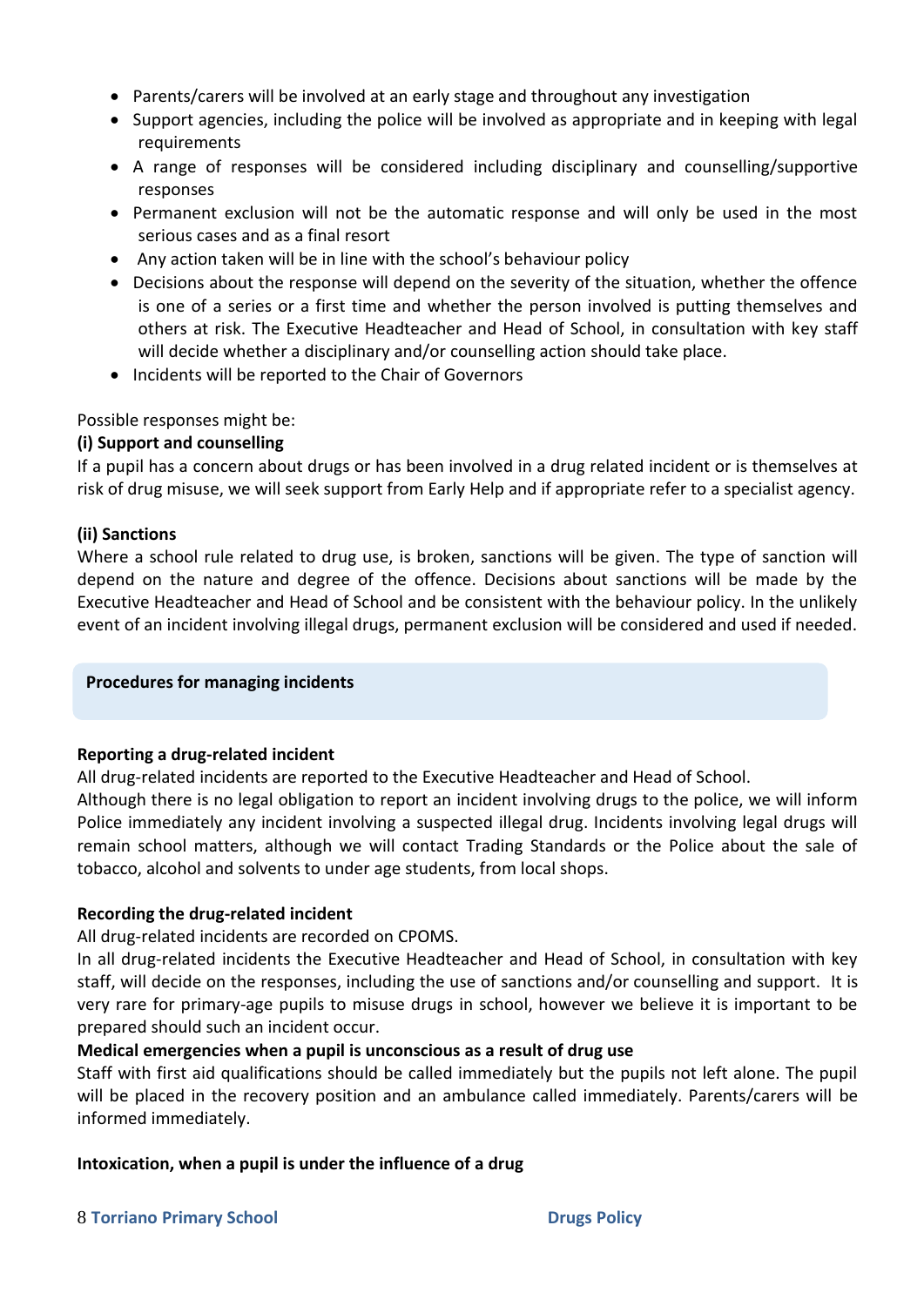- Parents/carers will be involved at an early stage and throughout any investigation
- Support agencies, including the police will be involved as appropriate and in keeping with legal requirements
- A range of responses will be considered including disciplinary and counselling/supportive responses
- Permanent exclusion will not be the automatic response and will only be used in the most serious cases and as a final resort
- Any action taken will be in line with the school's behaviour policy
- Decisions about the response will depend on the severity of the situation, whether the offence is one of a series or a first time and whether the person involved is putting themselves and others at risk. The Executive Headteacher and Head of School, in consultation with key staff will decide whether a disciplinary and/or counselling action should take place.
- Incidents will be reported to the Chair of Governors

Possible responses might be:

**(i) Support and counselling**

If a pupil has a concern about drugs or has been involved in a drug related incident or is themselves at risk of drug misuse, we will seek support from Early Help and if appropriate refer to a specialist agency.

**(ii) Sanctions**

Where a school rule related to drug use, is broken, sanctions will be given. The type of sanction will depend on the nature and degree of the offence. Decisions about sanctions will be made by the Executive Headteacher and Head of School and be consistent with the behaviour policy. In the unlikely event of an incident involving illegal drugs, permanent exclusion will be considered and used if needed.

## Procedures for managing incidents

**Reporting a drug-related incident**

All drug-related incidents are reported to the Executive Headteacher and Head of School.

Although there is no legal obligation to report an incident involving drugs to the police, we will inform Police immediately any incident involving a suspected illegal drug. Incidents involving legal drugs will remain school matters, although we will contact Trading Standards or the Police about the sale of tobacco, alcohol and solvents to under age students, from local shops.

**Recording the drug-related incident**

All drug-related incidents are recorded on CPOMS.

In all drug-related incidents the Executive Headteacher and Head of School, in consultation with key staff, will decide on the responses, including the use of sanctions and/or counselling and support. It is very rare for primary-age pupils to misuse drugs in school, however we believe it is important to be prepared should such an incident occur.

**Medical emergencies when a pupil is unconscious as a result of drug use**

Staff with first aid qualifications should be called immediately but the pupils not left alone. The pupil will be placed in the recovery position and an ambulance called immediately. Parents/carers will be informed immediately.

**Intoxication, when a pupil is under the influence of a drug**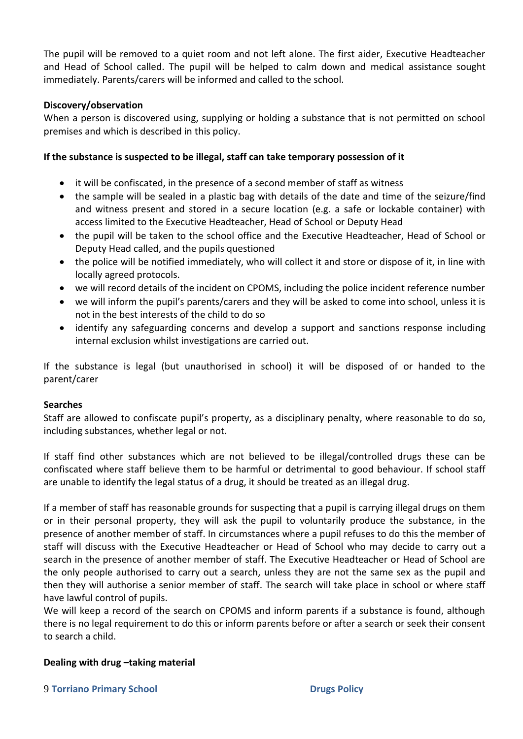The pupil will be removed to a quiet room and not left alone. The first aider, Executive Headteacher and Head of School called. The pupil will be helped to calm down and medical assistance sought immediately. Parents/carers will be informed and called to the school.

**Discovery/observation**

When a person is discovered using, supplying or holding a substance that is not permitted on school premises and which is described in this policy.

**If the substance is suspected to be illegal, staff can take temporary possession of it**

- it will be confiscated, in the presence of a second member of staff as witness
- the sample will be sealed in a plastic bag with details of the date and time of the seizure/find and witness present and stored in a secure location (e.g. a safe or lockable container) with access limited to the Executive Headteacher, Head of School or Deputy Head
- the pupil will be taken to the school office and the Executive Headteacher, Head of School or Deputy Head called, and the pupils questioned
- the police will be notified immediately, who will collect it and store or dispose of it, in line with locally agreed protocols.
- we will record details of the incident on CPOMS, including the police incident reference number
- we will inform the pupil's parents/carers and they will be asked to come into school, unless it is not in the best interests of the child to do so
- identify any safeguarding concerns and develop a support and sanctions response including internal exclusion whilst investigations are carried out.

If the substance is legal (but unauthorised in school) it will be disposed of or handed to the parent/carer

**Searches**

Staff are allowed to confiscate pupil's property, as a disciplinary penalty, where reasonable to do so, including substances, whether legal or not.

If staff find other substances which are not believed to be illegal/controlled drugs these can be confiscated where staff believe them to be harmful or detrimental to good behaviour. If school staff are unable to identify the legal status of a drug, it should be treated as an illegal drug.

If a member of staff has reasonable grounds for suspecting that a pupil is carrying illegal drugs on them or in their personal property, they will ask the pupil to voluntarily produce the substance, in the presence of another member of staff. In circumstances where a pupil refuses to do this the member of staff will discuss with the Executive Headteacher or Head of School who may decide to carry out a search in the presence of another member of staff. The Executive Headteacher or Head of School are the only people authorised to carry out a search, unless they are not the same sex as the pupil and then they will authorise a senior member of staff. The search will take place in school or where staff have lawful control of pupils.

We will keep a record of the search on CPOMS and inform parents if a substance is found, although there is no legal requirement to do this or inform parents before or after a search or seek their consent to search a child.

**Dealing with drug –taking material**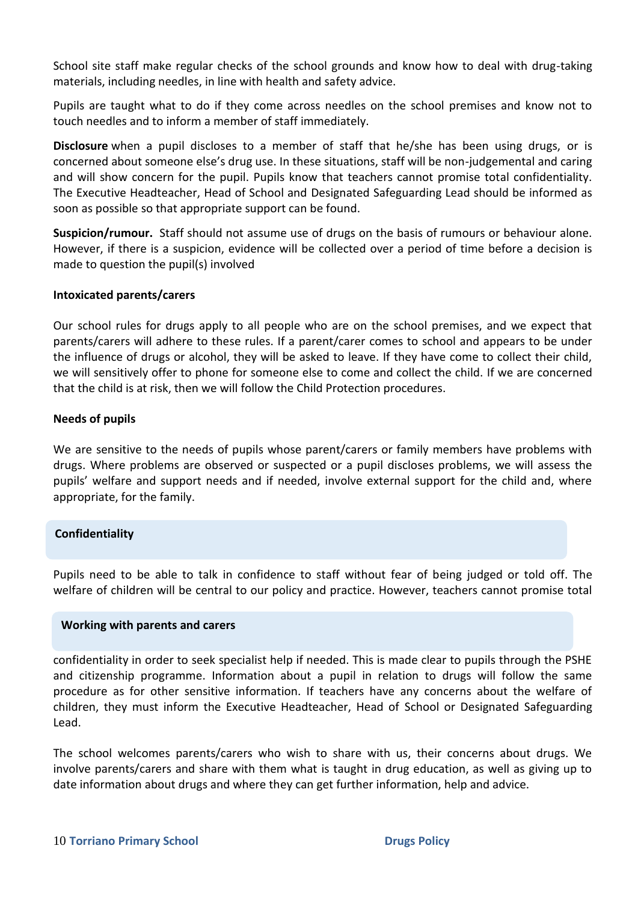School site staff make regular checks of the school grounds and know how to deal with drug-taking materials, including needles, in line with health and safety advice.

Pupils are taught what to do if they come across needles on the school premises and know not to touch needles and to inform a member of staff immediately.

**Disclosure** when a pupil discloses to a member of staff that he/she has been using drugs, or is concerned about someone else's drug use. In these situations, staff will be non-judgemental and caring and will show concern for the pupil. Pupils know that teachers cannot promise total confidentiality. The Executive Headteacher, Head of School and Designated Safeguarding Lead should be informed as soon as possible so that appropriate support can be found.

**Suspicion/rumour.** Staff should not assume use of drugs on the basis of rumours or behaviour alone. However, if there is a suspicion, evidence will be collected over a period of time before a decision is made to question the pupil(s) involved

**Intoxicated parents/carers**

Our school rules for drugs apply to all people who are on the school premises, and we expect that parents/carers will adhere to these rules. If a parent/carer comes to school and appears to be under the influence of drugs or alcohol, they will be asked to leave. If they have come to collect their child, we will sensitively offer to phone for someone else to come and collect the child. If we are concerned that the child is at risk, then we will follow the Child Protection procedures.

**Needs of pupils**

We are sensitive to the needs of pupils whose parent/carers or family members have problems with drugs. Where problems are observed or suspected or a pupil discloses problems, we will assess the pupils' welfare and support needs and if needed, involve external support for the child and, where appropriate, for the family.

## Confidentiality

Pupils need to be able to talk in confidence to staff without fear of being judged or told off. The welfare of children will be central to our policy and practice. However, teachers cannot promise total confidentiality in order to seek specialist help if needed. This is made clear to pupils through the PSHE and citizenship programme. Information about a pupil in relation to drugs will follow the same procedure as for other sensitive information. If teachers have any concerns about the welfare of children, they must inform the Executive Headteacher, Head of School or Designated Safeguarding Lead.

## Working with parents and carers

The school welcomes parents/carers who wish to share with us, their concerns about drugs. We involve parents/carers and share with them what is taught in drug education, as well as giving up to date information about drugs and where they can get further information, help and advice.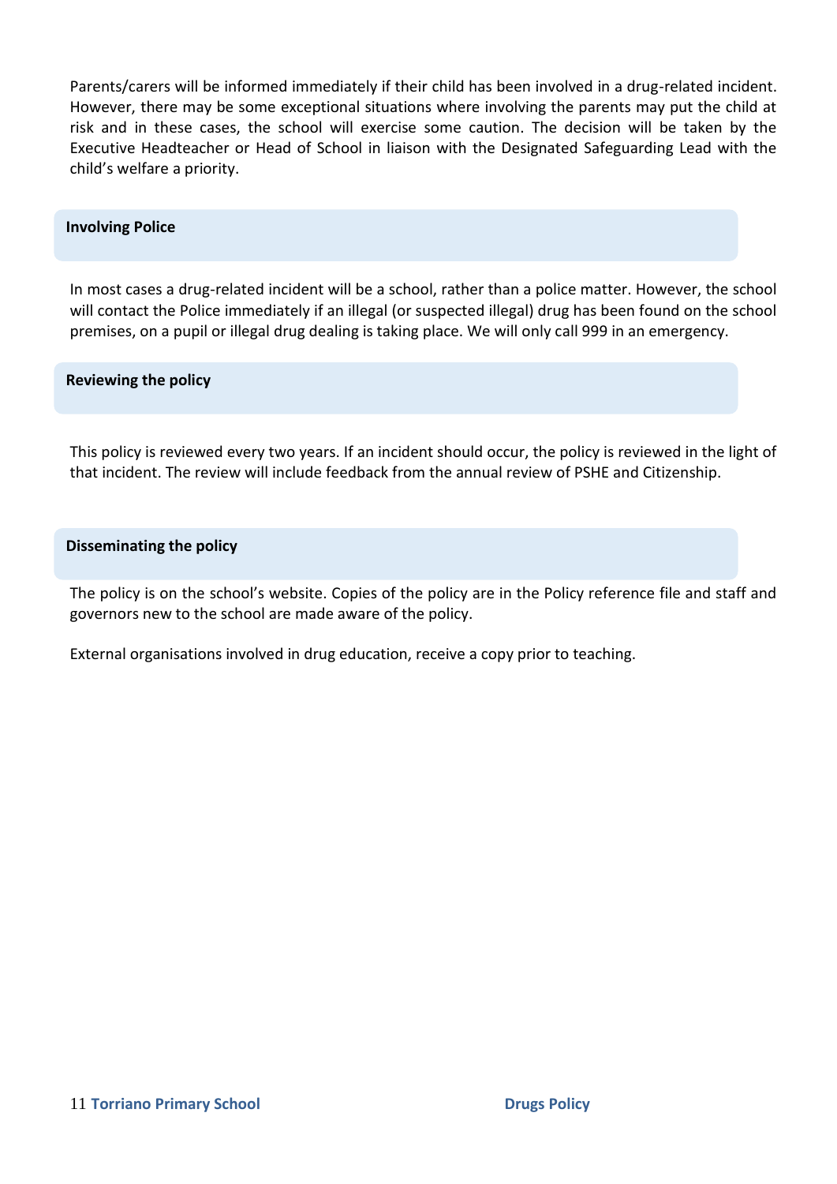Parents/carers will be informed immediately if their child has been involved in a drug-related incident. However, there may be some exceptional situations where involving the parents may put the child at risk and in these cases, the school will exercise some caution. The decision will be taken by the Executive Headteacher or Head of School in liaison with the Designated Safeguarding Lead with the child's welfare a priority.

## Involving Police

In most cases a drug-related incident will be a school, rather than a police matter. However, the school will contact the Police immediately if an illegal (or suspected illegal) drug has been found on the school premises, on a pupil or illegal drug dealing is taking place. We will only call 999 in an emergency.

## Reviewing the policy

This policy is reviewed every two years. If an incident should occur, the policy is reviewed in the light of that incident. The review will include feedback from the annual review of PSHE and Citizenship.

## Disseminating the policy

The policy is on the school's website. Copies of the policy are in the Policy reference file and staff and governors new to the school are made aware of the policy.

External organisations involved in drug education, receive a copy prior to teaching.